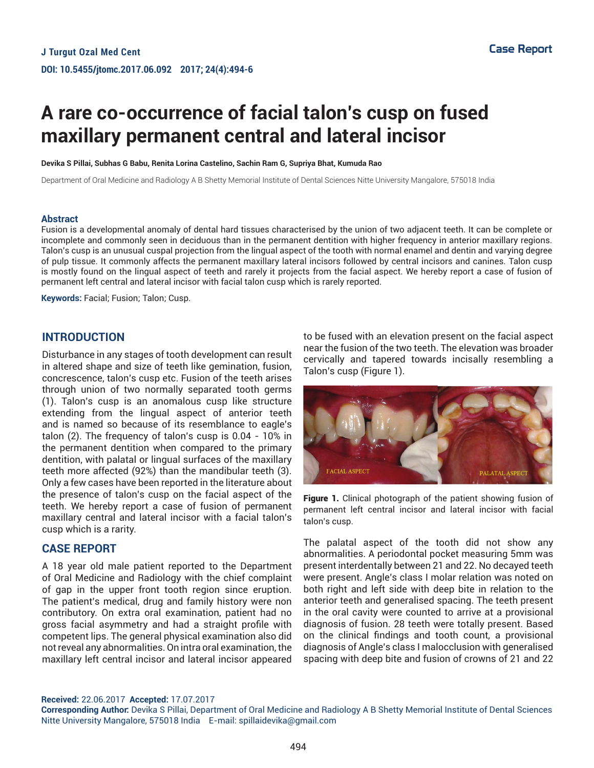# A rare co-occurrence of facial talon's cusp on fused maxillary permanent central and lateral incisor

**Devika S Pillai, Subhas G Babu, Renita Lorina Castelino, Sachin Ram G, Supriya Bhat, Kumuda Rao**

Department of Oral Medicine and Radiology A B Shetty Memorial Institute of Dental Sciences Nitte University Mangalore, 575018 India

### Abstract

Fusion is a developmental anomaly of dental hard tissues characterised by the union of two adjacent teeth. It can be complete or incomplete and commonly seen in deciduous than in the permanent dentition with higher frequency in anterior maxillary regions. Talon's cusp is an unusual cuspal projection from the lingual aspect of the tooth with normal enamel and dentin and varying degree of pulp tissue. It commonly affects the permanent maxillary lateral incisors followed by central incisors and canines. Talon cusp is mostly found on the lingual aspect of teeth and rarely it projects from the facial aspect. We hereby report a case of fusion of permanent left central and lateral incisor with facial talon cusp which is rarely reported.

**Keywords:** Facial; Fusion; Talon; Cusp.

## INTRODUCTION

Disturbance in any stages of tooth development can result in altered shape and size of teeth like gemination, fusion, concrescence, talon's cusp etc. Fusion of the teeth arises through union of two normally separated tooth germs (1). Talon's cusp is an anomalous cusp like structure extending from the lingual aspect of anterior teeth and is named so because of its resemblance to eagle's talon (2). The frequency of talon's cusp is 0.04 - 10% in the permanent dentition when compared to the primary dentition, with palatal or lingual surfaces of the maxillary teeth more affected (92%) than the mandibular teeth (3). Only a few cases have been reported in the literature about the presence of talon's cusp on the facial aspect of the teeth. We hereby report a case of fusion of permanent maxillary central and lateral incisor with a facial talon's cusp which is a rarity.

## CASE REPORT

A 18 year old male patient reported to the Department of Oral Medicine and Radiology with the chief complaint of gap in the upper front tooth region since eruption. The patient's medical, drug and family history were non contributory. On extra oral examination, patient had no gross facial asymmetry and had a straight profile with competent lips. The general physical examination also did not reveal any abnormalities. On intra oral examination, the maxillary left central incisor and lateral incisor appeared to be fused with an elevation present on the facial aspect near the fusion of the two teeth. The elevation was broader cervically and tapered towards incisally resembling a Talon's cusp (Figure 1).

**Figure 1.** Clinical photograph of the patient showing fusion of permanent left central incisor and lateral incisor with facial talon's cusp.

The palatal aspect of the tooth did not show any abnormalities. A periodontal pocket measuring 5mm was present interdentally between 21 and 22. No decayed teeth were present. Angle's class I molar relation was noted on both right and left side with deep bite in relation to the anterior teeth and generalised spacing. The teeth present in the oral cavity were counted to arrive at a provisional diagnosis of fusion. 28 teeth were totally present. Based on the clinical findings and tooth count, a provisional diagnosis of Angle's class I malocclusion with generalised spacing with deep bite and fusion of crowns of 21 and 22

**Received:** 22.06.2017 **Accepted:** 17.07.2017
**Corresponding Author:** Devika S Pillai, Department of Oral Medicine and Radiology A B Shetty Memorial Institute of Dental Sciences Nitte University Mangalore, 575018 India E-mail: spillaidevika@gmail.com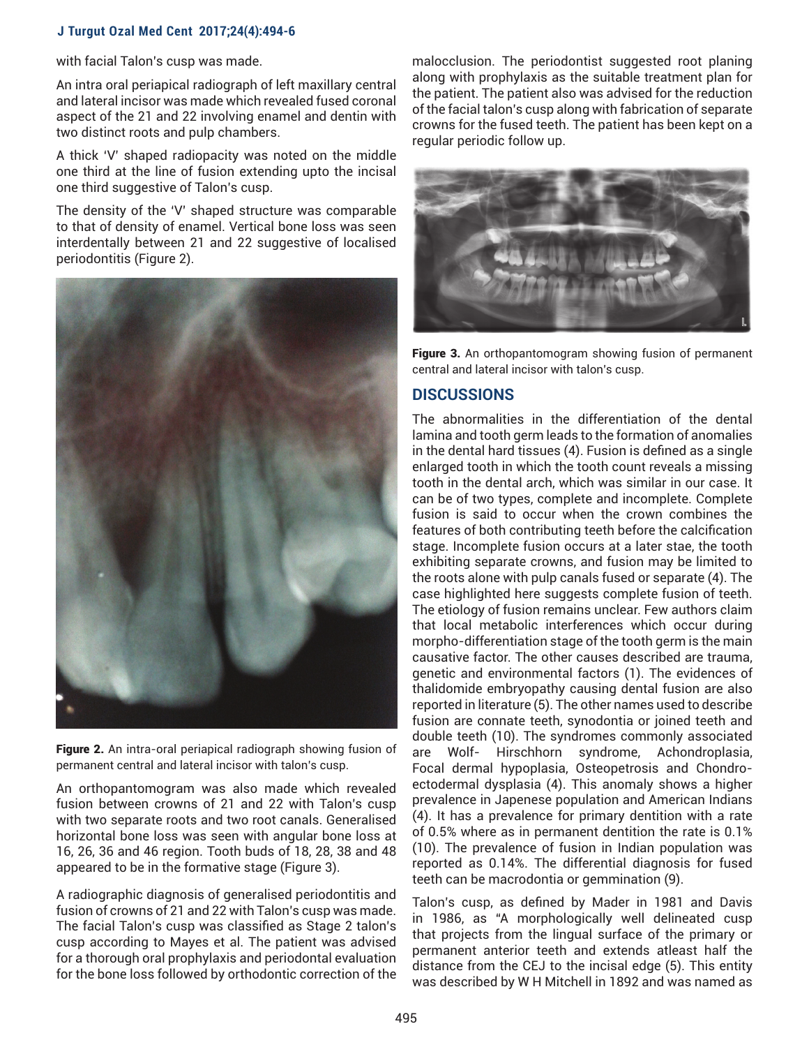with facial Talon's cusp was made.

An intra oral periapical radiograph of left maxillary central and lateral incisor was made which revealed fused coronal aspect of the 21 and 22 involving enamel and dentin with two distinct roots and pulp chambers.

A thick 'V' shaped radiopacity was noted on the middle one third at the line of fusion extending upto the incisal one third suggestive of Talon's cusp.

The density of the 'V' shaped structure was comparable to that of density of enamel. Vertical bone loss was seen interdentally between 21 and 22 suggestive of localised periodontitis (Figure 2).

**Figure 2.** An intra-oral periapical radiograph showing fusion of permanent central and lateral incisor with talon's cusp.

An orthopantomogram was also made which revealed fusion between crowns of 21 and 22 with Talon's cusp with two separate roots and two root canals. Generalised horizontal bone loss was seen with angular bone loss at 16, 26, 36 and 46 region. Tooth buds of 18, 28, 38 and 48 appeared to be in the formative stage (Figure 3).

A radiographic diagnosis of generalised periodontitis and fusion of crowns of 21 and 22 with Talon's cusp was made. The facial Talon's cusp was classified as Stage 2 talon's cusp according to Mayes et al. The patient was advised for a thorough oral prophylaxis and periodontal evaluation for the bone loss followed by orthodontic correction of the malocclusion. The periodontist suggested root planing along with prophylaxis as the suitable treatment plan for the patient. The patient also was advised for the reduction of the facial talon's cusp along with fabrication of separate crowns for the fused teeth. The patient has been kept on a regular periodic follow up.

**Figure 3.** An orthopantomogram showing fusion of permanent central and lateral incisor with talon's cusp.

## DISCUSSIONS

The abnormalities in the differentiation of the dental lamina and tooth germ leads to the formation of anomalies in the dental hard tissues (4). Fusion is defined as a single enlarged tooth in which the tooth count reveals a missing tooth in the dental arch, which was similar in our case. It can be of two types, complete and incomplete. Complete fusion is said to occur when the crown combines the features of both contributing teeth before the calcification stage. Incomplete fusion occurs at a later stae, the tooth exhibiting separate crowns, and fusion may be limited to the roots alone with pulp canals fused or separate (4). The case highlighted here suggests complete fusion of teeth. The etiology of fusion remains unclear. Few authors claim that local metabolic interferences which occur during morpho-differentiation stage of the tooth germ is the main causative factor. The other causes described are trauma, genetic and environmental factors (1). The evidences of thalidomide embryopathy causing dental fusion are also reported in literature (5). The other names used to describe fusion are connate teeth, synodontia or joined teeth and double teeth (10). The syndromes commonly associated are Wolf- Hirschhorn syndrome, Achondroplasia, Focal dermal hypoplasia, Osteopetrosis and Chondro-ectodermal dysplasia (4). This anomaly shows a higher prevalence in Japenese population and American Indians (4). It has a prevalence for primary dentition with a rate of 0.5% where as in permanent dentition the rate is 0.1% (10). The prevalence of fusion in Indian population was reported as 0.14%. The differential diagnosis for fused teeth can be macrodontia or gemmination (9).

Talon's cusp, as defined by Mader in 1981 and Davis in 1986, as "A morphologically well delineated cusp that projects from the lingual surface of the primary or permanent anterior teeth and extends atleast half the distance from the CEJ to the incisal edge (5). This entity was described by W H Mitchell in 1892 and was named as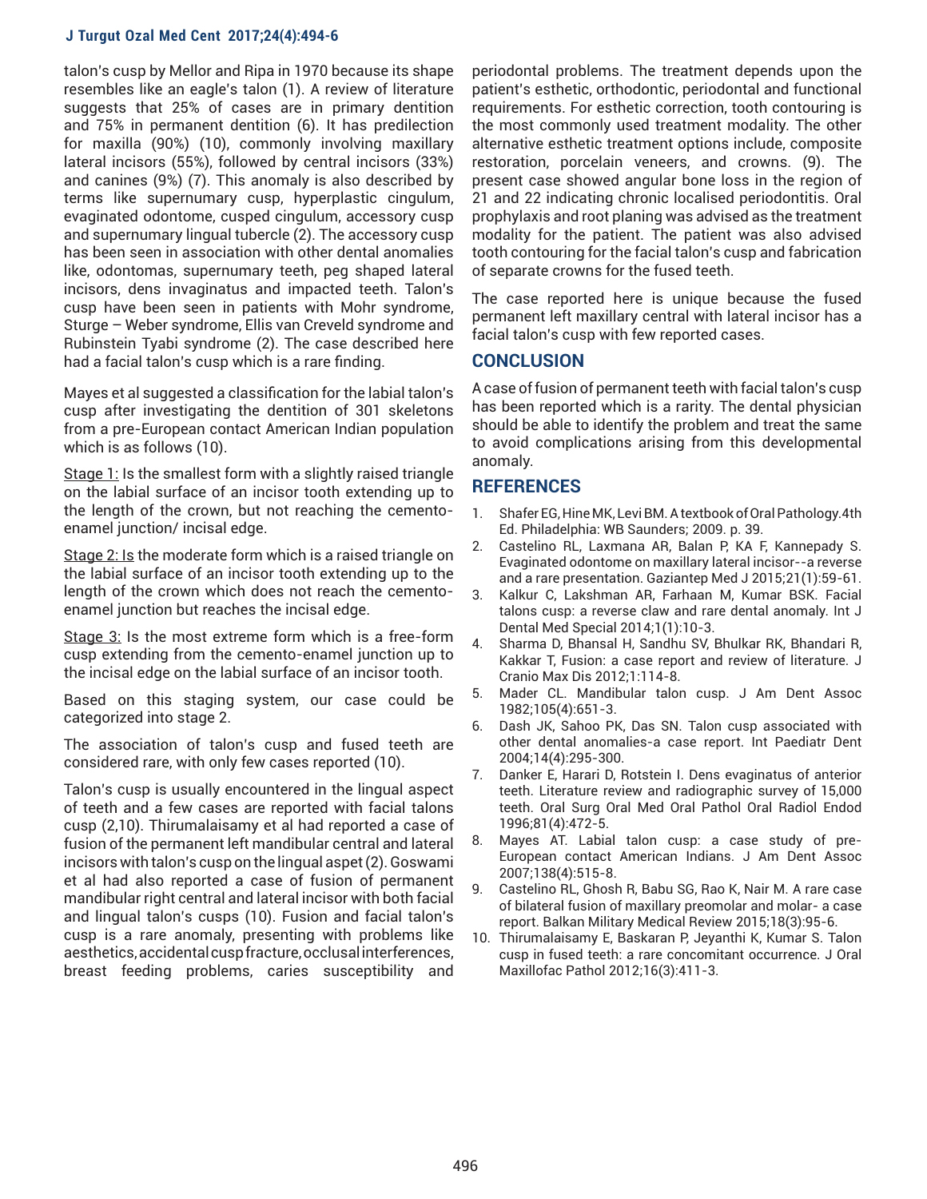talon's cusp by Mellor and Ripa in 1970 because its shape resembles like an eagle's talon (1). A review of literature suggests that 25% of cases are in primary dentition and 75% in permanent dentition (6). It has predilection for maxilla (90%) (10), commonly involving maxillary lateral incisors (55%), followed by central incisors (33%) and canines (9%) (7). This anomaly is also described by terms like supernumary cusp, hyperplastic cingulum, evaginated odontome, cusped cingulum, accessory cusp and supernumary lingual tubercle (2). The accessory cusp has been seen in association with other dental anomalies like, odontomas, supernumary teeth, peg shaped lateral incisors, dens invaginatus and impacted teeth. Talon's cusp have been seen in patients with Mohr syndrome, Sturge – Weber syndrome, Ellis van Creveld syndrome and Rubinstein Tyabi syndrome (2). The case described here had a facial talon's cusp which is a rare finding.

Mayes et al suggested a classification for the labial talon's cusp after investigating the dentition of 301 skeletons from a pre-European contact American Indian population which is as follows (10).

<u>Stage 1:</u> Is the smallest form with a slightly raised triangle on the labial surface of an incisor tooth extending up to the length of the crown, but not reaching the cemento-enamel junction/ incisal edge.

<u>Stage 2: Is</u> the moderate form which is a raised triangle on the labial surface of an incisor tooth extending up to the length of the crown which does not reach the cemento-enamel junction but reaches the incisal edge.

<u>Stage 3:</u> Is the most extreme form which is a free-form cusp extending from the cemento-enamel junction up to the incisal edge on the labial surface of an incisor tooth.

Based on this staging system, our case could be categorized into stage 2.

The association of talon's cusp and fused teeth are considered rare, with only few cases reported (10).

Talon's cusp is usually encountered in the lingual aspect of teeth and a few cases are reported with facial talons cusp (2,10). Thirumalaisamy et al had reported a case of fusion of the permanent left mandibular central and lateral incisors with talon's cusp on the lingual aspet (2). Goswami et al had also reported a case of fusion of permanent mandibular right central and lateral incisor with both facial and lingual talon's cusps (10). Fusion and facial talon's cusp is a rare anomaly, presenting with problems like aesthetics, accidental cusp fracture, occlusal interferences, breast feeding problems, caries susceptibility and periodontal problems. The treatment depends upon the patient's esthetic, orthodontic, periodontal and functional requirements. For esthetic correction, tooth contouring is the most commonly used treatment modality. The other alternative esthetic treatment options include, composite restoration, porcelain veneers, and crowns. (9). The present case showed angular bone loss in the region of 21 and 22 indicating chronic localised periodontitis. Oral prophylaxis and root planing was advised as the treatment modality for the patient. The patient was also advised tooth contouring for the facial talon's cusp and fabrication of separate crowns for the fused teeth.

The case reported here is unique because the fused permanent left maxillary central with lateral incisor has a facial talon's cusp with few reported cases.

## CONCLUSION

A case of fusion of permanent teeth with facial talon's cusp has been reported which is a rarity. The dental physician should be able to identify the problem and treat the same to avoid complications arising from this developmental anomaly.

## REFERENCES

1. Shafer EG, Hine MK, Levi BM. A textbook of Oral Pathology.4th Ed. Philadelphia: WB Saunders; 2009. p. 39.
2. Castelino RL, Laxmana AR, Balan P, KA F, Kannepady S. Evaginated odontome on maxillary lateral incisor--a reverse and a rare presentation. Gaziantep Med J 2015;21(1):59-61.
3. Kalkur C, Lakshman AR, Farhaan M, Kumar BSK. Facial talons cusp: a reverse claw and rare dental anomaly. Int J Dental Med Special 2014;1(1):10-3.
4. Sharma D, Bhansal H, Sandhu SV, Bhulkar RK, Bhandari R, Kakkar T, Fusion: a case report and review of literature. J Cranio Max Dis 2012;1:114-8.
5. Mader CL. Mandibular talon cusp. J Am Dent Assoc 1982;105(4):651-3.
6. Dash JK, Sahoo PK, Das SN. Talon cusp associated with other dental anomalies-a case report. Int Paediatr Dent 2004;14(4):295-300.
7. Danker E, Harari D, Rotstein I. Dens evaginatus of anterior teeth. Literature review and radiographic survey of 15,000 teeth. Oral Surg Oral Med Oral Pathol Oral Radiol Endod 1996;81(4):472-5.
8. Mayes AT. Labial talon cusp: a case study of pre-European contact American Indians. J Am Dent Assoc 2007;138(4):515-8.
9. Castelino RL, Ghosh R, Babu SG, Rao K, Nair M. A rare case of bilateral fusion of maxillary preomolar and molar- a case report. Balkan Military Medical Review 2015;18(3):95-6.
10. Thirumalaisamy E, Baskaran P, Jeyanthi K, Kumar S. Talon cusp in fused teeth: a rare concomitant occurrence. J Oral Maxillofac Pathol 2012;16(3):411-3.